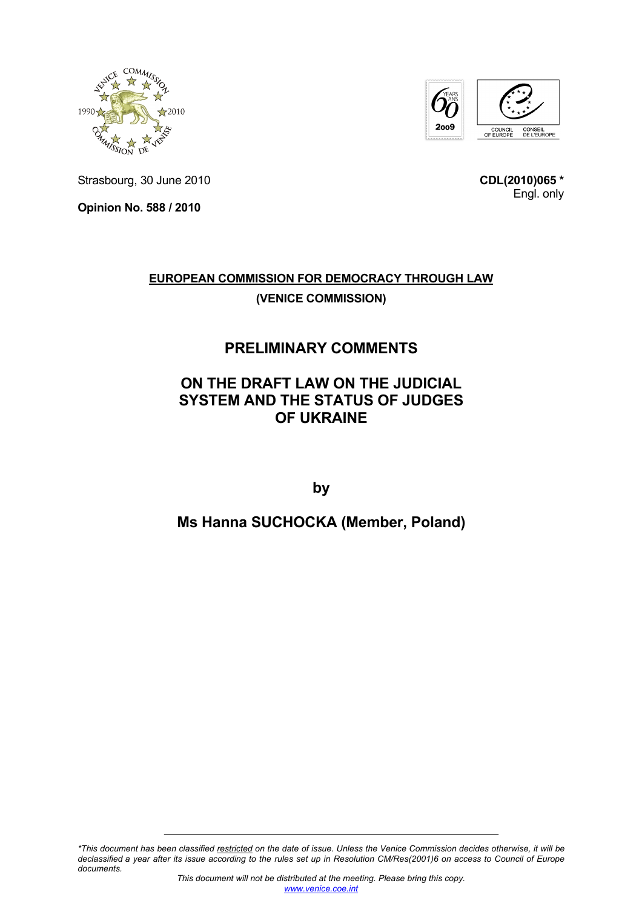Strasbourg, 30 June 2010

**CDL(2010)065 ***
Engl. only

**Opinion No. 588 / 2010**

**EUROPEAN COMMISSION FOR DEMOCRACY THROUGH LAW**

**(VENICE COMMISSION)**

# PRELIMINARY COMMENTS

# ON THE DRAFT LAW ON THE JUDICIAL SYSTEM AND THE STATUS OF JUDGES OF UKRAINE

**by**

## Ms Hanna SUCHOCKA (Member, Poland)

*\*This document has been classified restricted on the date of issue. Unless the Venice Commission decides otherwise, it will be declassified a year after its issue according to the rules set up in Resolution CM/Res(2001)6 on access to Council of Europe documents.*

*This document will not be distributed at the meeting. Please bring this copy.*
www.venice.coe.int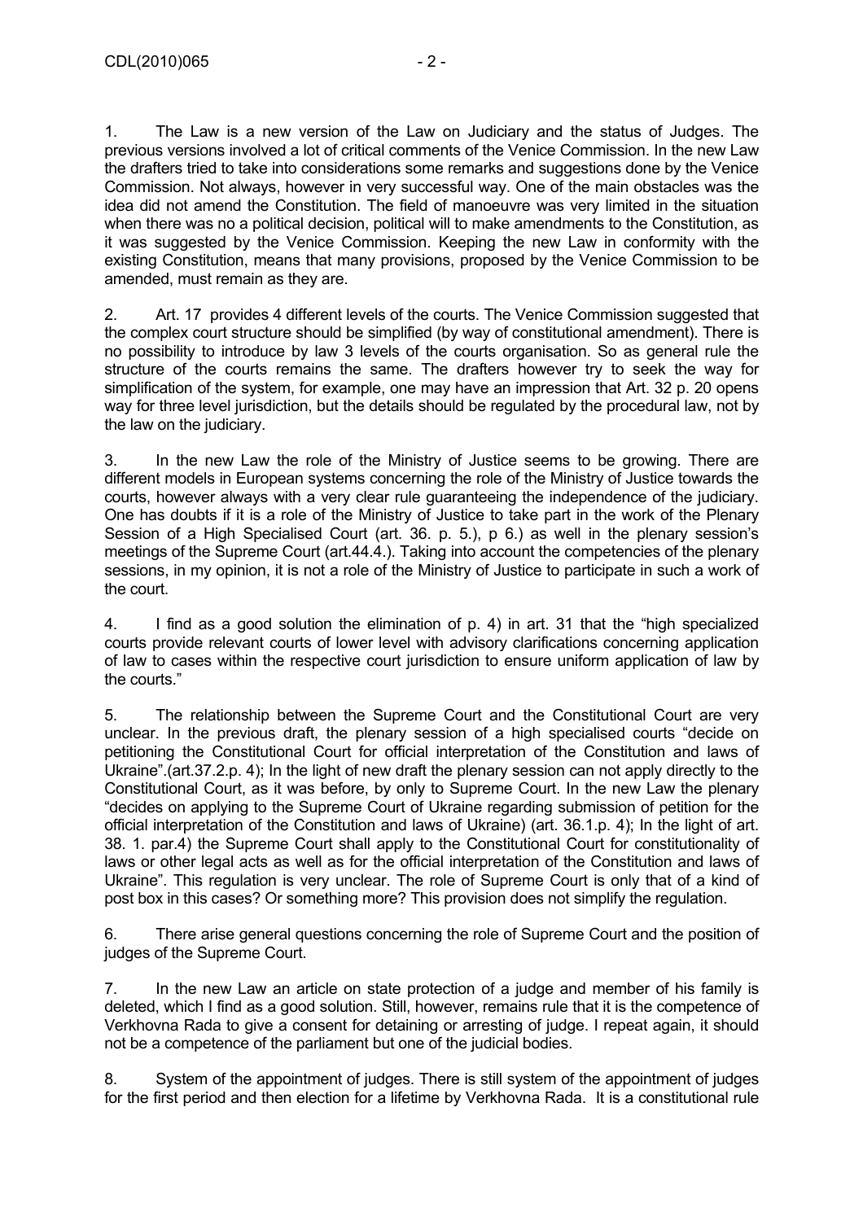1. The Law is a new version of the Law on Judiciary and the status of Judges. The previous versions involved a lot of critical comments of the Venice Commission. In the new Law the drafters tried to take into considerations some remarks and suggestions done by the Venice Commission. Not always, however in very successful way. One of the main obstacles was the idea did not amend the Constitution. The field of manoeuvre was very limited in the situation when there was no a political decision, political will to make amendments to the Constitution, as it was suggested by the Venice Commission. Keeping the new Law in conformity with the existing Constitution, means that many provisions, proposed by the Venice Commission to be amended, must remain as they are.

2. Art. 17 provides 4 different levels of the courts. The Venice Commission suggested that the complex court structure should be simplified (by way of constitutional amendment). There is no possibility to introduce by law 3 levels of the courts organisation. So as general rule the structure of the courts remains the same. The drafters however try to seek the way for simplification of the system, for example, one may have an impression that Art. 32 p. 20 opens way for three level jurisdiction, but the details should be regulated by the procedural law, not by the law on the judiciary.

3. In the new Law the role of the Ministry of Justice seems to be growing. There are different models in European systems concerning the role of the Ministry of Justice towards the courts, however always with a very clear rule guaranteeing the independence of the judiciary. One has doubts if it is a role of the Ministry of Justice to take part in the work of the Plenary Session of a High Specialised Court (art. 36. p. 5.), p 6.) as well in the plenary session's meetings of the Supreme Court (art.44.4.). Taking into account the competencies of the plenary sessions, in my opinion, it is not a role of the Ministry of Justice to participate in such a work of the court.

4. I find as a good solution the elimination of p. 4) in art. 31 that the "high specialized courts provide relevant courts of lower level with advisory clarifications concerning application of law to cases within the respective court jurisdiction to ensure uniform application of law by the courts."

5. The relationship between the Supreme Court and the Constitutional Court are very unclear. In the previous draft, the plenary session of a high specialised courts "decide on petitioning the Constitutional Court for official interpretation of the Constitution and laws of Ukraine".(art.37.2.p. 4); In the light of new draft the plenary session can not apply directly to the Constitutional Court, as it was before, by only to Supreme Court. In the new Law the plenary "decides on applying to the Supreme Court of Ukraine regarding submission of petition for the official interpretation of the Constitution and laws of Ukraine) (art. 36.1.p. 4); In the light of art. 38. 1. par.4) the Supreme Court shall apply to the Constitutional Court for constitutionality of laws or other legal acts as well as for the official interpretation of the Constitution and laws of Ukraine". This regulation is very unclear. The role of Supreme Court is only that of a kind of post box in this cases? Or something more? This provision does not simplify the regulation.

6. There arise general questions concerning the role of Supreme Court and the position of judges of the Supreme Court.

7. In the new Law an article on state protection of a judge and member of his family is deleted, which I find as a good solution. Still, however, remains rule that it is the competence of Verkhovna Rada to give a consent for detaining or arresting of judge. I repeat again, it should not be a competence of the parliament but one of the judicial bodies.

8. System of the appointment of judges. There is still system of the appointment of judges for the first period and then election for a lifetime by Verkhovna Rada. It is a constitutional rule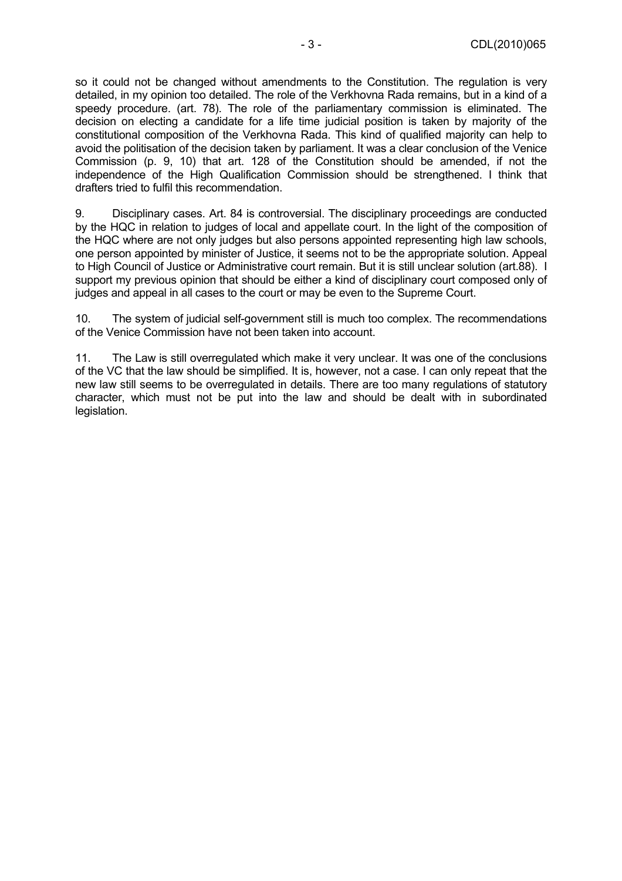so it could not be changed without amendments to the Constitution. The regulation is very detailed, in my opinion too detailed. The role of the Verkhovna Rada remains, but in a kind of a speedy procedure. (art. 78). The role of the parliamentary commission is eliminated. The decision on electing a candidate for a life time judicial position is taken by majority of the constitutional composition of the Verkhovna Rada. This kind of qualified majority can help to avoid the politisation of the decision taken by parliament. It was a clear conclusion of the Venice Commission (p. 9, 10) that art. 128 of the Constitution should be amended, if not the independence of the High Qualification Commission should be strengthened. I think that drafters tried to fulfil this recommendation.

9. Disciplinary cases. Art. 84 is controversial. The disciplinary proceedings are conducted by the HQC in relation to judges of local and appellate court. In the light of the composition of the HQC where are not only judges but also persons appointed representing high law schools, one person appointed by minister of Justice, it seems not to be the appropriate solution. Appeal to High Council of Justice or Administrative court remain. But it is still unclear solution (art.88). I support my previous opinion that should be either a kind of disciplinary court composed only of judges and appeal in all cases to the court or may be even to the Supreme Court.

10. The system of judicial self-government still is much too complex. The recommendations of the Venice Commission have not been taken into account.

11. The Law is still overregulated which make it very unclear. It was one of the conclusions of the VC that the law should be simplified. It is, however, not a case. I can only repeat that the new law still seems to be overregulated in details. There are too many regulations of statutory character, which must not be put into the law and should be dealt with in subordinated legislation.